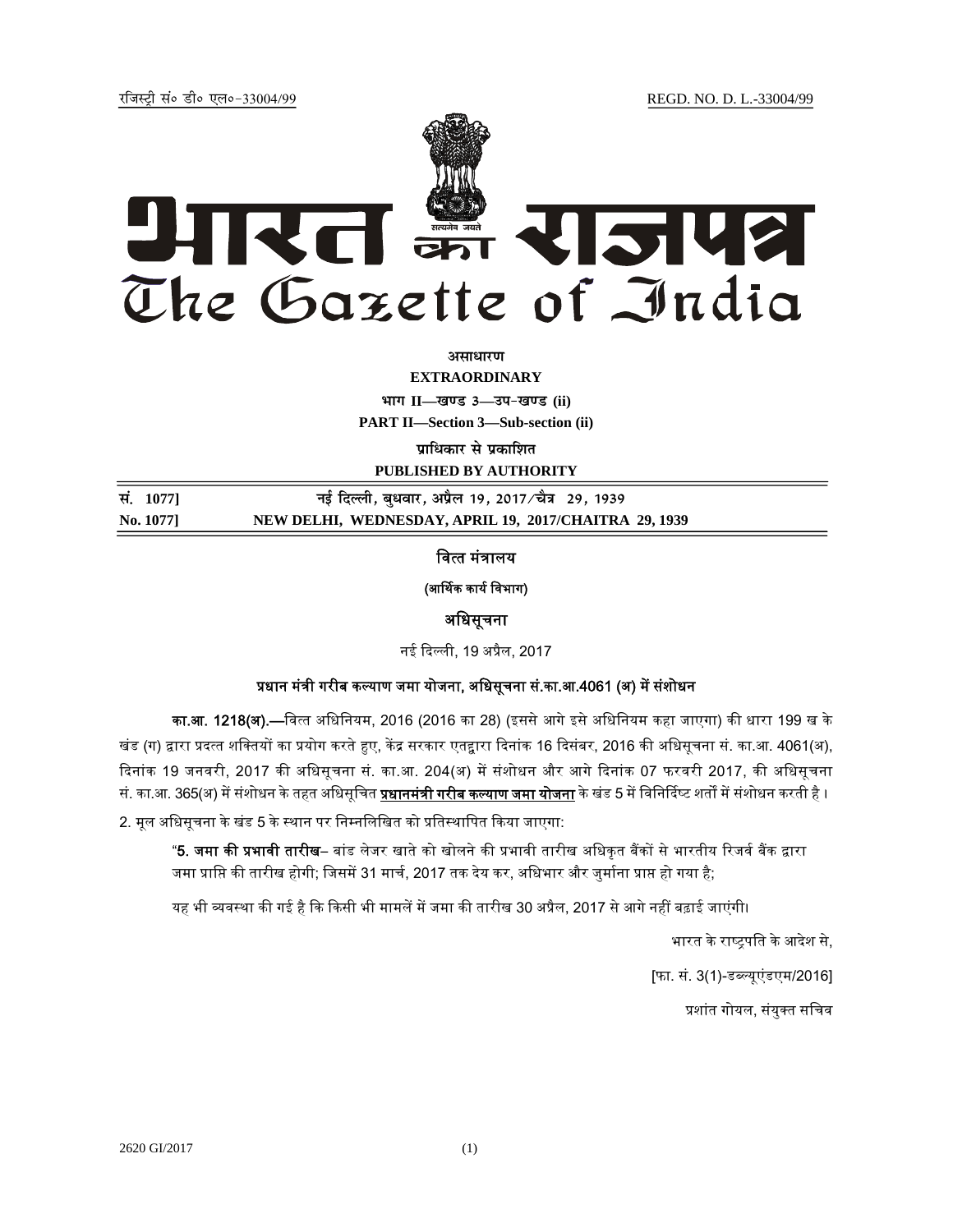रजिस्ट्री सं० डी० एल०-33004/99 REGD. NO. D. L.-33004/99

# भारत का राजपत्र
# The Gazette of India

**असाधारण**

**EXTRAORDINARY**

**भाग II—खण्ड 3—उप-खण्ड (ii)**

**PART II—Section 3—Sub-section (ii)**

**प्राधिकार से प्रकाशित**

**PUBLISHED BY AUTHORITY**

| | |
|---|---|
| **सं. 1077]** | **नई दिल्ली, बुधवार, अप्रैल 19, 2017/चैत्र 29, 1939** |
| **No. 1077]** | **NEW DELHI, WEDNESDAY, APRIL 19, 2017/CHAITRA 29, 1939** |

## वित्त मंत्रालय

**(आर्थिक कार्य विभाग)**

## अधिसूचना

नई दिल्ली, 19 अप्रैल, 2017

**प्रधान मंत्री गरीब कल्याण जमा योजना, अधिसूचना सं.का.आ.4061 (अ) में संशोधन**

**का.आ. 1218(अ).—**वित्त अधिनियम, 2016 (2016 का 28) (इससे आगे इसे अधिनियम कहा जाएगा) की धारा 199 ख के खंड (ग) द्वारा प्रदत्त शक्तियों का प्रयोग करते हुए, केंद्र सरकार एतद्द्वारा दिनांक 16 दिसंबर, 2016 की अधिसूचना सं. का.आ. 4061(अ), दिनांक 19 जनवरी, 2017 की अधिसूचना सं. का.आ. 204(अ) में संशोधन और आगे दिनांक 07 फरवरी 2017, की अधिसूचना सं. का.आ. 365(अ) में संशोधन के तहत अधिसूचित **प्रधानमंत्री गरीब कल्याण जमा योजना** के खंड 5 में विनिर्दिष्ट शर्तों में संशोधन करती है ।

2. मूल अधिसूचना के खंड 5 के स्थान पर निम्नलिखित को प्रतिस्थापित किया जाएगा:

"**5. जमा की प्रभावी तारीख**– बांड लेजर खाते को खोलने की प्रभावी तारीख अधिकृत बैंकों से भारतीय रिजर्व बैंक द्वारा जमा प्राप्ति की तारीख होगी; जिसमें 31 मार्च, 2017 तक देय कर, अधिभार और जुर्माना प्राप्त हो गया है;

यह भी व्यवस्था की गई है कि किसी भी मामलें में जमा की तारीख 30 अप्रैल, 2017 से आगे नहीं बढ़ाई जाएंगी।

भारत के राष्ट्रपति के आदेश से,

[फा. सं. 3(1)-डब्ल्यूएंडएम/2016]

प्रशांत गोयल, संयुक्त सचिव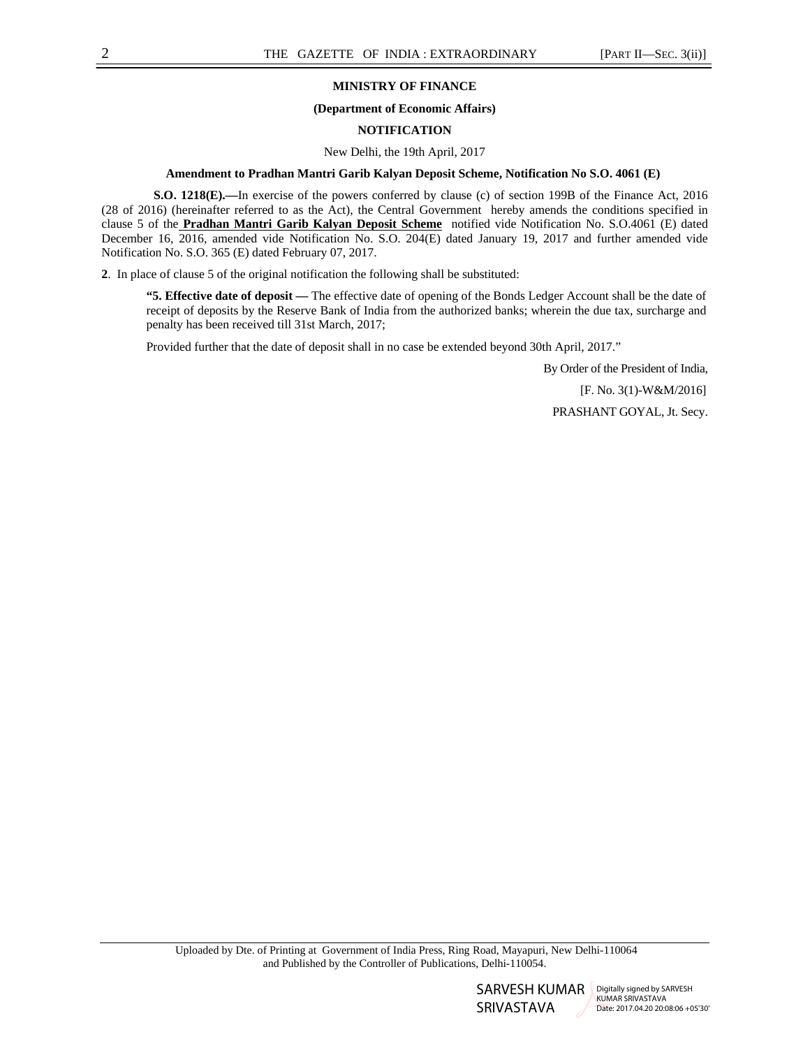**MINISTRY OF FINANCE**

**(Department of Economic Affairs)**

**NOTIFICATION**

New Delhi, the 19th April, 2017

**Amendment to Pradhan Mantri Garib Kalyan Deposit Scheme, Notification No S.O. 4061 (E)**

**S.O. 1218(E).—**In exercise of the powers conferred by clause (c) of section 199B of the Finance Act, 2016 (28 of 2016) (hereinafter referred to as the Act), the Central Government hereby amends the conditions specified in clause 5 of the **Pradhan Mantri Garib Kalyan Deposit Scheme** notified vide Notification No. S.O.4061 (E) dated December 16, 2016, amended vide Notification No. S.O. 204(E) dated January 19, 2017 and further amended vide Notification No. S.O. 365 (E) dated February 07, 2017.

**2**. In place of clause 5 of the original notification the following shall be substituted:

**"5. Effective date of deposit —** The effective date of opening of the Bonds Ledger Account shall be the date of receipt of deposits by the Reserve Bank of India from the authorized banks; wherein the due tax, surcharge and penalty has been received till 31st March, 2017;

Provided further that the date of deposit shall in no case be extended beyond 30th April, 2017."

By Order of the President of India,

[F. No. 3(1)-W&M/2016]

PRASHANT GOYAL, Jt. Secy.

Uploaded by Dte. of Printing at Government of India Press, Ring Road, Mayapuri, New Delhi-110064 and Published by the Controller of Publications, Delhi-110054.

SARVESH KUMAR SRIVASTAVA

Digitally signed by SARVESH KUMAR SRIVASTAVA
Date: 2017.04.20 20:08:06 +05'30'